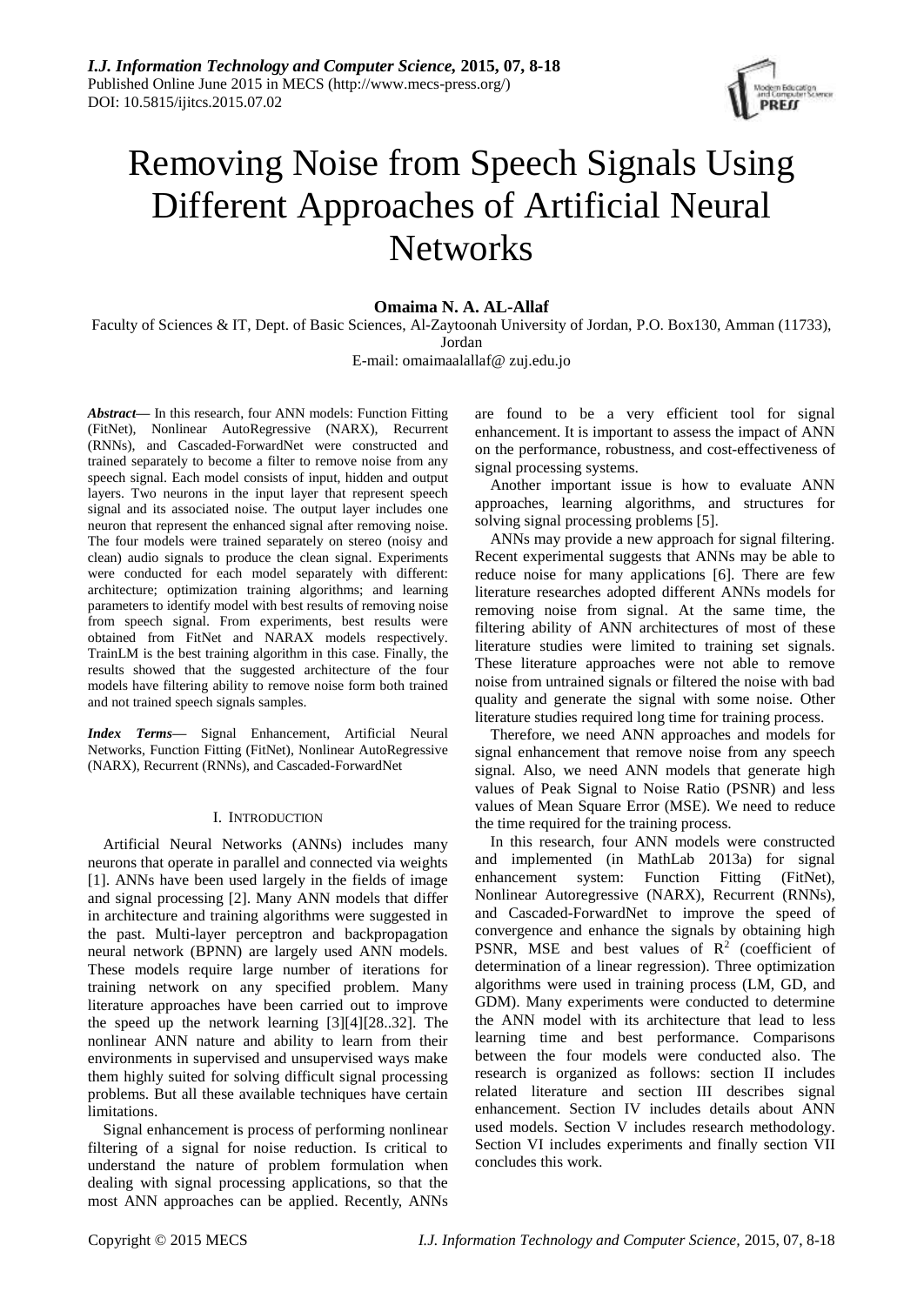# Removing Noise from Speech Signals Using Different Approaches of Artificial Neural Networks

**Omaima N. A. AL-Allaf**

Faculty of Sciences & IT, Dept. of Basic Sciences, Al-Zaytoonah University of Jordan, P.O. Box130, Amman (11733), Jordan

E-mail: omaimaalallaf@ zuj.edu.jo

***Abstract*****—** In this research, four ANN models: Function Fitting (FitNet), Nonlinear AutoRegressive (NARX), Recurrent (RNNs), and Cascaded-ForwardNet were constructed and trained separately to become a filter to remove noise from any speech signal. Each model consists of input, hidden and output layers. Two neurons in the input layer that represent speech signal and its associated noise. The output layer includes one neuron that represent the enhanced signal after removing noise. The four models were trained separately on stereo (noisy and clean) audio signals to produce the clean signal. Experiments were conducted for each model separately with different: architecture; optimization training algorithms; and learning parameters to identify model with best results of removing noise from speech signal. From experiments, best results were obtained from FitNet and NARAX models respectively. TrainLM is the best training algorithm in this case. Finally, the results showed that the suggested architecture of the four models have filtering ability to remove noise form both trained and not trained speech signals samples.

***Index Terms*****—** Signal Enhancement, Artificial Neural Networks, Function Fitting (FitNet), Nonlinear AutoRegressive (NARX), Recurrent (RNNs), and Cascaded-ForwardNet

## I. Introduction

Artificial Neural Networks (ANNs) includes many neurons that operate in parallel and connected via weights [1]. ANNs have been used largely in the fields of image and signal processing [2]. Many ANN models that differ in architecture and training algorithms were suggested in the past. Multi-layer perceptron and backpropagation neural network (BPNN) are largely used ANN models. These models require large number of iterations for training network on any specified problem. Many literature approaches have been carried out to improve the speed up the network learning [3][4][28..32]. The nonlinear ANN nature and ability to learn from their environments in supervised and unsupervised ways make them highly suited for solving difficult signal processing problems. But all these available techniques have certain limitations.

Signal enhancement is process of performing nonlinear filtering of a signal for noise reduction. Is critical to understand the nature of problem formulation when dealing with signal processing applications, so that the most ANN approaches can be applied. Recently, ANNs are found to be a very efficient tool for signal enhancement. It is important to assess the impact of ANN on the performance, robustness, and cost-effectiveness of signal processing systems.

Another important issue is how to evaluate ANN approaches, learning algorithms, and structures for solving signal processing problems [5].

ANNs may provide a new approach for signal filtering. Recent experimental suggests that ANNs may be able to reduce noise for many applications [6]. There are few literature researches adopted different ANNs models for removing noise from signal. At the same time, the filtering ability of ANN architectures of most of these literature studies were limited to training set signals. These literature approaches were not able to remove noise from untrained signals or filtered the noise with bad quality and generate the signal with some noise. Other literature studies required long time for training process.

Therefore, we need ANN approaches and models for signal enhancement that remove noise from any speech signal. Also, we need ANN models that generate high values of Peak Signal to Noise Ratio (PSNR) and less values of Mean Square Error (MSE). We need to reduce the time required for the training process.

In this research, four ANN models were constructed and implemented (in MathLab 2013a) for signal enhancement system: Function Fitting (FitNet), Nonlinear Autoregressive (NARX), Recurrent (RNNs), and Cascaded-ForwardNet to improve the speed of convergence and enhance the signals by obtaining high PSNR, MSE and best values of $R^2$ (coefficient of determination of a linear regression). Three optimization algorithms were used in training process (LM, GD, and GDM). Many experiments were conducted to determine the ANN model with its architecture that lead to less learning time and best performance. Comparisons between the four models were conducted also. The research is organized as follows: section II includes related literature and section III describes signal enhancement. Section IV includes details about ANN used models. Section V includes research methodology. Section VI includes experiments and finally section VII concludes this work.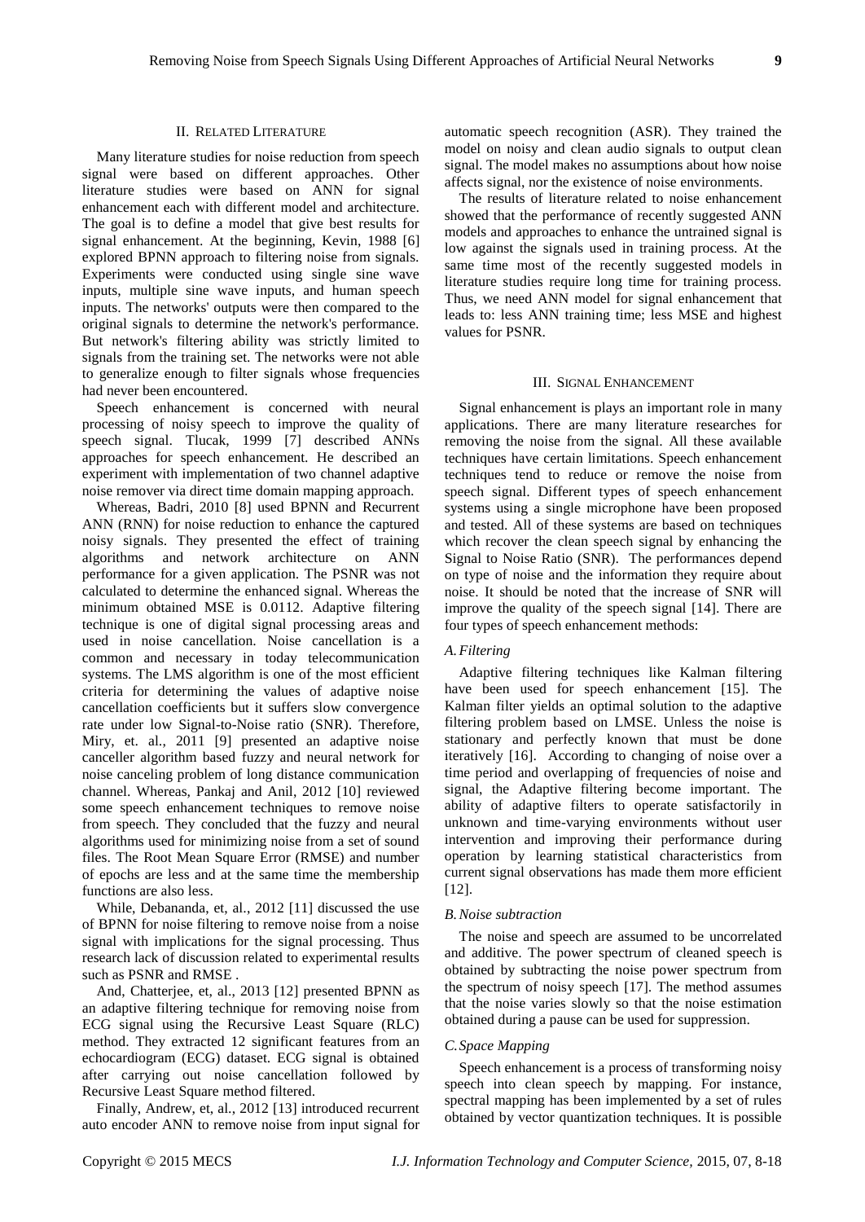## II. Related Literature

Many literature studies for noise reduction from speech signal were based on different approaches. Other literature studies were based on ANN for signal enhancement each with different model and architecture. The goal is to define a model that give best results for signal enhancement. At the beginning, Kevin, 1988 [6] explored BPNN approach to filtering noise from signals. Experiments were conducted using single sine wave inputs, multiple sine wave inputs, and human speech inputs. The networks' outputs were then compared to the original signals to determine the network's performance. But network's filtering ability was strictly limited to signals from the training set. The networks were not able to generalize enough to filter signals whose frequencies had never been encountered.

Speech enhancement is concerned with neural processing of noisy speech to improve the quality of speech signal. Tlucak, 1999 [7] described ANNs approaches for speech enhancement. He described an experiment with implementation of two channel adaptive noise remover via direct time domain mapping approach.

Whereas, Badri, 2010 [8] used BPNN and Recurrent ANN (RNN) for noise reduction to enhance the captured noisy signals. They presented the effect of training algorithms and network architecture on ANN performance for a given application. The PSNR was not calculated to determine the enhanced signal. Whereas the minimum obtained MSE is 0.0112. Adaptive filtering technique is one of digital signal processing areas and used in noise cancellation. Noise cancellation is a common and necessary in today telecommunication systems. The LMS algorithm is one of the most efficient criteria for determining the values of adaptive noise cancellation coefficients but it suffers slow convergence rate under low Signal-to-Noise ratio (SNR). Therefore, Miry, et. al., 2011 [9] presented an adaptive noise canceller algorithm based fuzzy and neural network for noise canceling problem of long distance communication channel. Whereas, Pankaj and Anil, 2012 [10] reviewed some speech enhancement techniques to remove noise from speech. They concluded that the fuzzy and neural algorithms used for minimizing noise from a set of sound files. The Root Mean Square Error (RMSE) and number of epochs are less and at the same time the membership functions are also less.

While, Debananda, et, al., 2012 [11] discussed the use of BPNN for noise filtering to remove noise from a noise signal with implications for the signal processing. Thus research lack of discussion related to experimental results such as PSNR and RMSE .

And, Chatterjee, et, al., 2013 [12] presented BPNN as an adaptive filtering technique for removing noise from ECG signal using the Recursive Least Square (RLC) method. They extracted 12 significant features from an echocardiogram (ECG) dataset. ECG signal is obtained after carrying out noise cancellation followed by Recursive Least Square method filtered.

Finally, Andrew, et, al., 2012 [13] introduced recurrent auto encoder ANN to remove noise from input signal for automatic speech recognition (ASR). They trained the model on noisy and clean audio signals to output clean signal. The model makes no assumptions about how noise affects signal, nor the existence of noise environments.

The results of literature related to noise enhancement showed that the performance of recently suggested ANN models and approaches to enhance the untrained signal is low against the signals used in training process. At the same time most of the recently suggested models in literature studies require long time for training process. Thus, we need ANN model for signal enhancement that leads to: less ANN training time; less MSE and highest values for PSNR.

## III. Signal Enhancement

Signal enhancement is plays an important role in many applications. There are many literature researches for removing the noise from the signal. All these available techniques have certain limitations. Speech enhancement techniques tend to reduce or remove the noise from speech signal. Different types of speech enhancement systems using a single microphone have been proposed and tested. All of these systems are based on techniques which recover the clean speech signal by enhancing the Signal to Noise Ratio (SNR). The performances depend on type of noise and the information they require about noise. It should be noted that the increase of SNR will improve the quality of the speech signal [14]. There are four types of speech enhancement methods:

### *A. Filtering*

Adaptive filtering techniques like Kalman filtering have been used for speech enhancement [15]. The Kalman filter yields an optimal solution to the adaptive filtering problem based on LMSE. Unless the noise is stationary and perfectly known that must be done iteratively [16]. According to changing of noise over a time period and overlapping of frequencies of noise and signal, the Adaptive filtering become important. The ability of adaptive filters to operate satisfactorily in unknown and time-varying environments without user intervention and improving their performance during operation by learning statistical characteristics from current signal observations has made them more efficient [12].

### *B. Noise subtraction*

The noise and speech are assumed to be uncorrelated and additive. The power spectrum of cleaned speech is obtained by subtracting the noise power spectrum from the spectrum of noisy speech [17]. The method assumes that the noise varies slowly so that the noise estimation obtained during a pause can be used for suppression.

### *C. Space Mapping*

Speech enhancement is a process of transforming noisy speech into clean speech by mapping. For instance, spectral mapping has been implemented by a set of rules obtained by vector quantization techniques. It is possible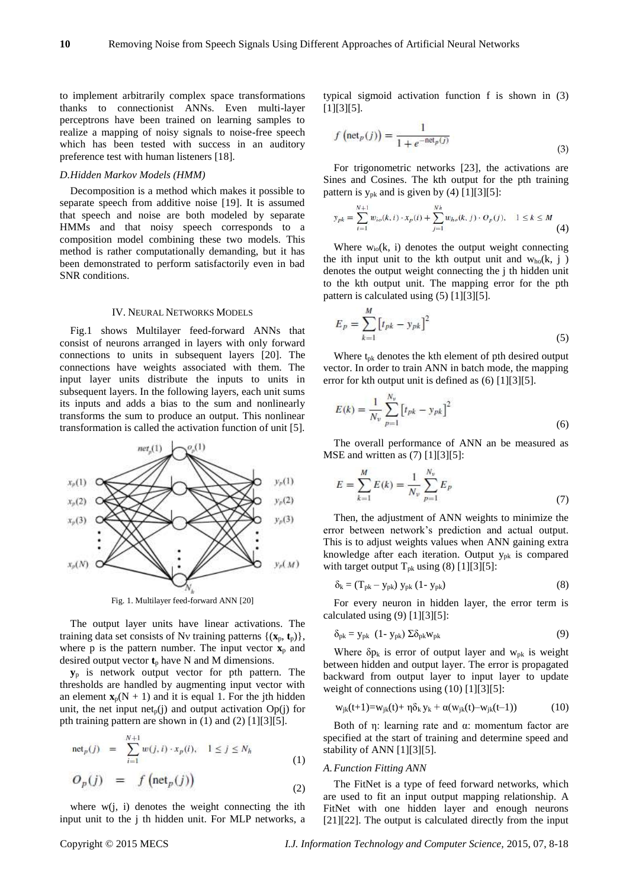to implement arbitrarily complex space transformations thanks to connectionist ANNs. Even multi-layer perceptrons have been trained on learning samples to realize a mapping of noisy signals to noise-free speech which has been tested with success in an auditory preference test with human listeners [18].

### *D. Hidden Markov Models (HMM)*

Decomposition is a method which makes it possible to separate speech from additive noise [19]. It is assumed that speech and noise are both modeled by separate HMMs and that noisy speech corresponds to a composition model combining these two models. This method is rather computationally demanding, but it has been demonstrated to perform satisfactorily even in bad SNR conditions.

## IV. Neural Networks Models

Fig.1 shows Multilayer feed-forward ANNs that consist of neurons arranged in layers with only forward connections to units in subsequent layers [20]. The connections have weights associated with them. The input layer units distribute the inputs to units in subsequent layers. In the following layers, each unit sums its inputs and adds a bias to the sum and nonlinearly transforms the sum to produce an output. This nonlinear transformation is called the activation function of unit [5].

Fig. 1. Multilayer feed-forward ANN [20]

The output layer units have linear activations. The training data set consists of Nv training patterns $\{(\mathbf{x}_p, \mathbf{t}_p)\}$, where p is the pattern number. The input vector $\mathbf{x}_p$ and desired output vector $\mathbf{t}_p$ have N and M dimensions.

$\mathbf{y}_p$ is network output vector for pth pattern. The thresholds are handled by augmenting input vector with an element $\mathbf{x}_p(N+1)$ and it is equal 1. For the jth hidden unit, the net input $\text{net}_p(j)$ and output activation Op(j) for pth training pattern are shown in (1) and (2) [1][3][5].

$$\text{net}_p(j) = \sum_{i=1}^{N+1} w(j,i) \cdot x_p(i), \quad 1 \le j \le N_h \tag{1}$$

$$O_p(j) = f\left(\text{net}_p(j)\right) \tag{2}$$

where w(j, i) denotes the weight connecting the ith input unit to the j th hidden unit. For MLP networks, a typical sigmoid activation function f is shown in (3) [1][3][5].

$$f\left(\text{net}_p(j)\right) = \frac{1}{1 + e^{-\text{net}_p(j)}} \tag{3}$$

For trigonometric networks [23], the activations are Sines and Cosines. The kth output for the pth training pattern is $y_{pk}$ and is given by (4) [1][3][5]:

$$y_{pk} = \sum_{i=1}^{N+1} w_{io}(k,i) \cdot x_p(i) + \sum_{j=1}^{Nk} w_{ho}(k,j) \cdot O_p(j), \quad 1 \le k \le M \tag{4}$$

Where $w_{io}(k, i)$ denotes the output weight connecting the ith input unit to the kth output unit and $w_{ho}(k, j)$ denotes the output weight connecting the j th hidden unit to the kth output unit. The mapping error for the pth pattern is calculated using (5) [1][3][5].

$$E_p = \sum_{k=1}^{M} \left[t_{pk} - y_{pk}\right]^2 \tag{5}$$

Where $t_{pk}$ denotes the kth element of pth desired output vector. In order to train ANN in batch mode, the mapping error for kth output unit is defined as (6) [1][3][5].

$$E(k) = \frac{1}{N_v} \sum_{p=1}^{N_v} \left[t_{pk} - y_{pk}\right]^2 \tag{6}$$

The overall performance of ANN an be measured as MSE and written as (7) [1][3][5]:

$$E = \sum_{k=1}^{M} E(k) = \frac{1}{N_v} \sum_{p=1}^{N_v} E_p \tag{7}$$

Then, the adjustment of ANN weights to minimize the error between network's prediction and actual output. This is to adjust weights values when ANN gaining extra knowledge after each iteration. Output $y_{pk}$ is compared with target output $T_{pk}$ using (8) [1][3][5]:

$$\delta_k = (T_{pk} - y_{pk})\, y_{pk}\, (1 - y_{pk}) \tag{8}$$

For every neuron in hidden layer, the error term is calculated using (9) [1][3][5]:

$$\delta_{pk} = y_{pk}\ (1 - y_{pk})\, \Sigma \delta_{pk} w_{pk} \tag{9}$$

Where $\delta p_k$ is error of output layer and $w_{pk}$ is weight between hidden and output layer. The error is propagated backward from output layer to input layer to update weight of connections using (10) [1][3][5]:

$$w_{jk}(t+1) = w_{jk}(t) + \eta \delta_k\, y_k + \alpha(w_{jk}(t) - w_{jk}(t-1)) \tag{10}$$

Both of η: learning rate and α: momentum factor are specified at the start of training and determine speed and stability of ANN [1][3][5].

### *A. Function Fitting ANN*

The FitNet is a type of feed forward networks, which are used to fit an input output mapping relationship. A FitNet with one hidden layer and enough neurons [21][22]. The output is calculated directly from the input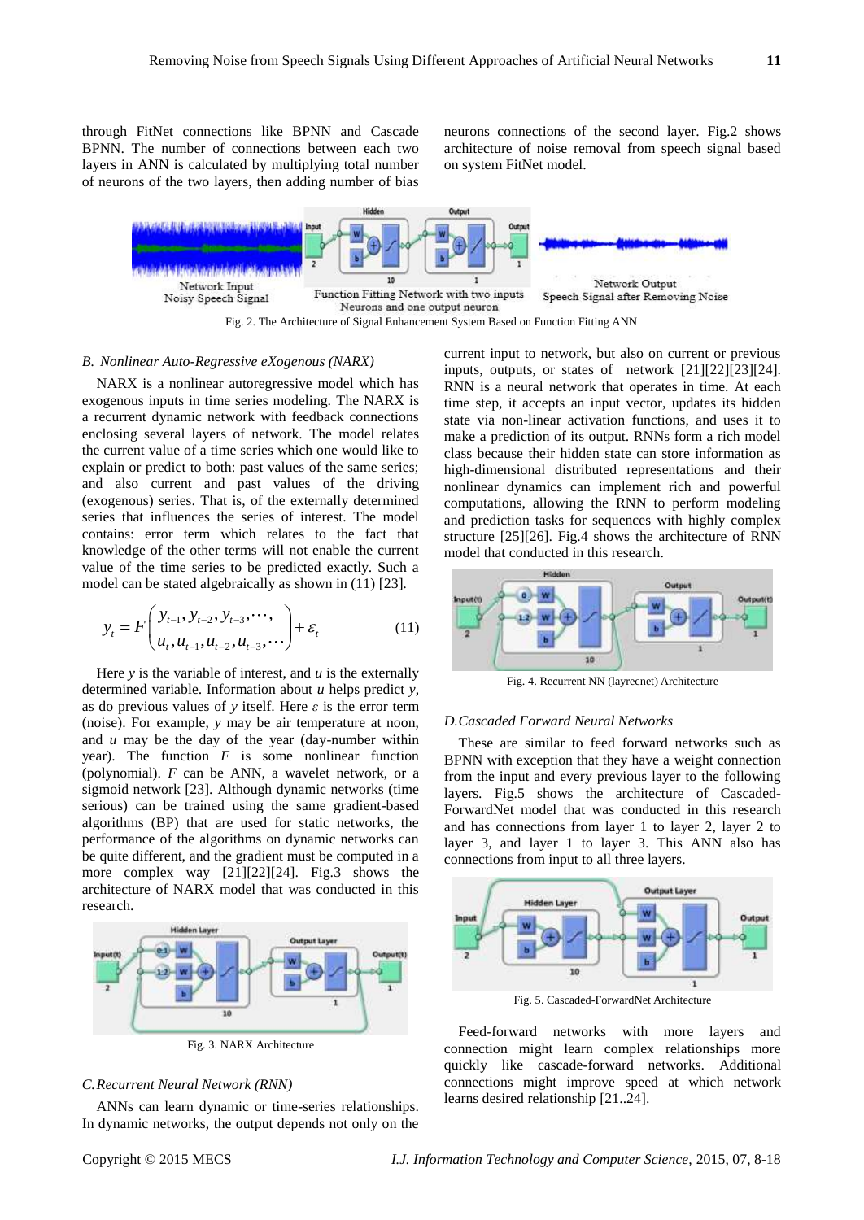through FitNet connections like BPNN and Cascade BPNN. The number of connections between each two layers in ANN is calculated by multiplying total number of neurons of the two layers, then adding number of bias neurons connections of the second layer. Fig.2 shows architecture of noise removal from speech signal based on system FitNet model.

Fig. 2. The Architecture of Signal Enhancement System Based on Function Fitting ANN

### B. Nonlinear Auto-Regressive eXogenous (NARX)

NARX is a nonlinear autoregressive model which has exogenous inputs in time series modeling. The NARX is a recurrent dynamic network with feedback connections enclosing several layers of network. The model relates the current value of a time series which one would like to explain or predict to both: past values of the same series; and also current and past values of the driving (exogenous) series. That is, of the externally determined series that influences the series of interest. The model contains: error term which relates to the fact that knowledge of the other terms will not enable the current value of the time series to be predicted exactly. Such a model can be stated algebraically as shown in (11) [23].

$$y_t = F\begin{pmatrix} y_{t-1}, y_{t-2}, y_{t-3}, \cdots, \\ u_t, u_{t-1}, u_{t-2}, u_{t-3}, \cdots \end{pmatrix} + \varepsilon_t \tag{11}$$

Here $y$ is the variable of interest, and $u$ is the externally determined variable. Information about $u$ helps predict $y$, as do previous values of $y$ itself. Here $\varepsilon$ is the error term (noise). For example, $y$ may be air temperature at noon, and $u$ may be the day of the year (day-number within year). The function $F$ is some nonlinear function (polynomial). $F$ can be ANN, a wavelet network, or a sigmoid network [23]. Although dynamic networks (time serious) can be trained using the same gradient-based algorithms (BP) that are used for static networks, the performance of the algorithms on dynamic networks can be quite different, and the gradient must be computed in a more complex way [21][22][24]. Fig.3 shows the architecture of NARX model that was conducted in this research.

Fig. 3. NARX Architecture

### C. Recurrent Neural Network (RNN)

ANNs can learn dynamic or time-series relationships. In dynamic networks, the output depends not only on the current input to network, but also on current or previous inputs, outputs, or states of network [21][22][23][24]. RNN is a neural network that operates in time. At each time step, it accepts an input vector, updates its hidden state via non-linear activation functions, and uses it to make a prediction of its output. RNNs form a rich model class because their hidden state can store information as high-dimensional distributed representations and their nonlinear dynamics can implement rich and powerful computations, allowing the RNN to perform modeling and prediction tasks for sequences with highly complex structure [25][26]. Fig.4 shows the architecture of RNN model that conducted in this research.

Fig. 4. Recurrent NN (layrecnet) Architecture

### D. Cascaded Forward Neural Networks

These are similar to feed forward networks such as BPNN with exception that they have a weight connection from the input and every previous layer to the following layers. Fig.5 shows the architecture of Cascaded-ForwardNet model that was conducted in this research and has connections from layer 1 to layer 2, layer 2 to layer 3, and layer 1 to layer 3. This ANN also has connections from input to all three layers.

Fig. 5. Cascaded-ForwardNet Architecture

Feed-forward networks with more layers and connection might learn complex relationships more quickly like cascade-forward networks. Additional connections might improve speed at which network learns desired relationship [21..24].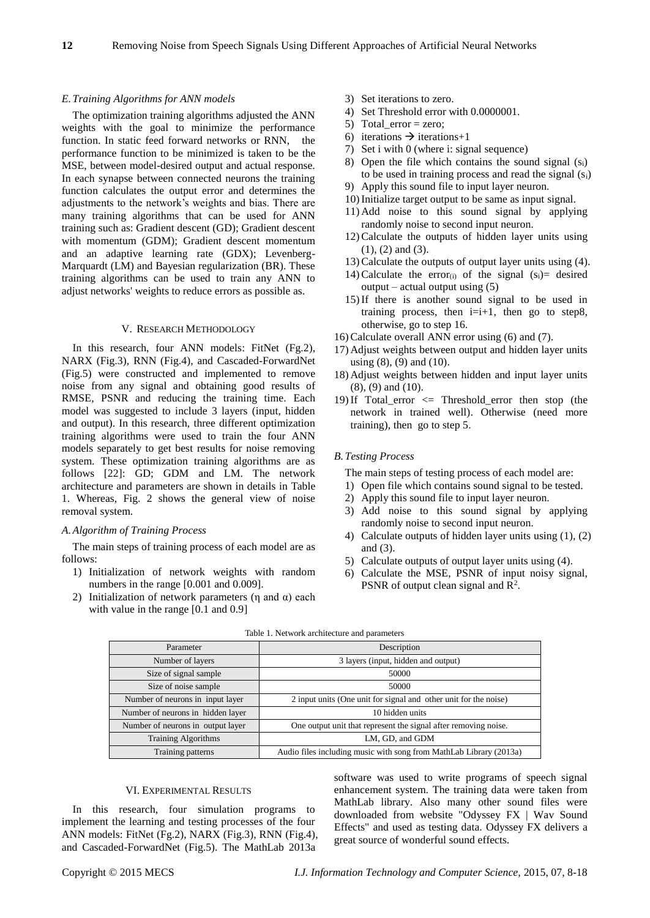### *E. Training Algorithms for ANN models*

The optimization training algorithms adjusted the ANN weights with the goal to minimize the performance function. In static feed forward networks or RNN, the performance function to be minimized is taken to be the MSE, between model-desired output and actual response. In each synapse between connected neurons the training function calculates the output error and determines the adjustments to the network's weights and bias. There are many training algorithms that can be used for ANN training such as: Gradient descent (GD); Gradient descent with momentum (GDM); Gradient descent momentum and an adaptive learning rate (GDX); Levenberg-Marquardt (LM) and Bayesian regularization (BR). These training algorithms can be used to train any ANN to adjust networks' weights to reduce errors as possible as.

## V. Research Methodology

In this research, four ANN models: FitNet (Fg.2), NARX (Fig.3), RNN (Fig.4), and Cascaded-ForwardNet (Fig.5) were constructed and implemented to remove noise from any signal and obtaining good results of RMSE, PSNR and reducing the training time. Each model was suggested to include 3 layers (input, hidden and output). In this research, three different optimization training algorithms were used to train the four ANN models separately to get best results for noise removing system. These optimization training algorithms are as follows [22]: GD; GDM and LM. The network architecture and parameters are shown in details in Table 1. Whereas, Fig. 2 shows the general view of noise removal system.

### *A. Algorithm of Training Process*

The main steps of training process of each model are as follows:

1) Initialization of network weights with random numbers in the range [0.001 and 0.009].
2) Initialization of network parameters (η and α) each with value in the range [0.1 and 0.9]
3) Set iterations to zero.
4) Set Threshold error with 0.0000001.
5) Total_error = zero;
6) iterations → iterations+1
7) Set i with 0 (where i: signal sequence)
8) Open the file which contains the sound signal ($s_i$) to be used in training process and read the signal ($s_i$)
9) Apply this sound file to input layer neuron.
10) Initialize target output to be same as input signal.
11) Add noise to this sound signal by applying randomly noise to second input neuron.
12) Calculate the outputs of hidden layer units using (1), (2) and (3).
13) Calculate the outputs of output layer units using (4).
14) Calculate the $\text{error}_{(i)}$ of the signal ($s_i$)= desired output – actual output using (5)
15) If there is another sound signal to be used in training process, then i=i+1, then go to step8, otherwise, go to step 16.
16) Calculate overall ANN error using (6) and (7).
17) Adjust weights between output and hidden layer units using (8), (9) and (10).
18) Adjust weights between hidden and input layer units (8), (9) and (10).
19) If Total_error <= Threshold_error then stop (the network in trained well). Otherwise (need more training), then go to step 5.

### *B. Testing Process*

The main steps of testing process of each model are:

1) Open file which contains sound signal to be tested.
2) Apply this sound file to input layer neuron.
3) Add noise to this sound signal by applying randomly noise to second input neuron.
4) Calculate outputs of hidden layer units using (1), (2) and (3).
5) Calculate outputs of output layer units using (4).
6) Calculate the MSE, PSNR of input noisy signal, PSNR of output clean signal and $R^2$.

Table 1. Network architecture and parameters

| Parameter | Description |
|---|---|
| Number of layers | 3 layers (input, hidden and output) |
| Size of signal sample | 50000 |
| Size of noise sample | 50000 |
| Number of neurons in input layer | 2 input units (One unit for signal and other unit for the noise) |
| Number of neurons in hidden layer | 10 hidden units |
| Number of neurons in output layer | One output unit that represent the signal after removing noise. |
| Training Algorithms | LM, GD, and GDM |
| Training patterns | Audio files including music with song from MathLab Library (2013a) |

## VI. Experimental Results

In this research, four simulation programs to implement the learning and testing processes of the four ANN models: FitNet (Fg.2), NARX (Fig.3), RNN (Fig.4), and Cascaded-ForwardNet (Fig.5). The MathLab 2013a software was used to write programs of speech signal enhancement system. The training data were taken from MathLab library. Also many other sound files were downloaded from website "Odyssey FX | Wav Sound Effects" and used as testing data. Odyssey FX delivers a great source of wonderful sound effects.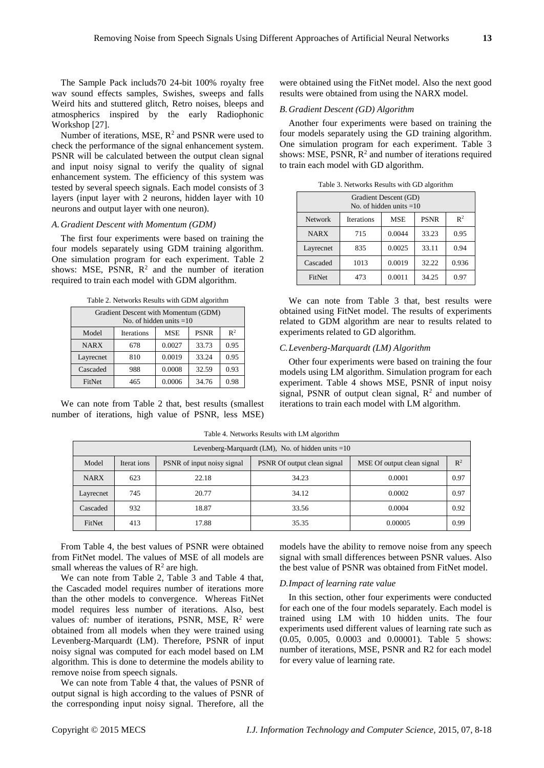The Sample Pack includs70 24-bit 100% royalty free wav sound effects samples, Swishes, sweeps and falls Weird hits and stuttered glitch, Retro noises, bleeps and atmospherics inspired by the early Radiophonic Workshop [27].

Number of iterations, MSE, $R^2$ and PSNR were used to check the performance of the signal enhancement system. PSNR will be calculated between the output clean signal and input noisy signal to verify the quality of signal enhancement system. The efficiency of this system was tested by several speech signals. Each model consists of 3 layers (input layer with 2 neurons, hidden layer with 10 neurons and output layer with one neuron).

### *A. Gradient Descent with Momentum (GDM)*

The first four experiments were based on training the four models separately using GDM training algorithm. One simulation program for each experiment. Table 2 shows: MSE, PSNR, $R^2$ and the number of iteration required to train each model with GDM algorithm.

Table 2. Networks Results with GDM algorithm

| Gradient Descent with Momentum (GDM) No. of hidden units =10 | | | | |
|---|---|---|---|---|
| Model | Iterations | MSE | PSNR | $R^2$ |
| NARX | 678 | 0.0027 | 33.73 | 0.95 |
| Layrecnet | 810 | 0.0019 | 33.24 | 0.95 |
| Cascaded | 988 | 0.0008 | 32.59 | 0.93 |
| FitNet | 465 | 0.0006 | 34.76 | 0.98 |

We can note from Table 2 that, best results (smallest number of iterations, high value of PSNR, less MSE) were obtained using the FitNet model. Also the next good results were obtained from using the NARX model.

### *B. Gradient Descent (GD) Algorithm*

Another four experiments were based on training the four models separately using the GD training algorithm. One simulation program for each experiment. Table 3 shows: MSE, PSNR, $R^2$ and number of iterations required to train each model with GD algorithm.

Table 3. Networks Results with GD algorithm

| Gradient Descent (GD) No. of hidden units =10 | | | | |
|---|---|---|---|---|
| Network | Iterations | MSE | PSNR | $R^2$ |
| NARX | 715 | 0.0044 | 33.23 | 0.95 |
| Layrecnet | 835 | 0.0025 | 33.11 | 0.94 |
| Cascaded | 1013 | 0.0019 | 32.22 | 0.936 |
| FitNet | 473 | 0.0011 | 34.25 | 0.97 |

We can note from Table 3 that, best results were obtained using FitNet model. The results of experiments related to GDM algorithm are near to results related to experiments related to GD algorithm.

### *C. Levenberg-Marquardt (LM) Algorithm*

Other four experiments were based on training the four models using LM algorithm. Simulation program for each experiment. Table 4 shows MSE, PSNR of input noisy signal, PSNR of output clean signal, $R^2$ and number of iterations to train each model with LM algorithm.

Table 4. Networks Results with LM algorithm

| Levenberg-Marquardt (LM), No. of hidden units =10 | | | | | |
|---|---|---|---|---|---|
| Model | Iterat ions | PSNR of input noisy signal | PSNR Of output clean signal | MSE Of output clean signal | $R^2$ |
| NARX | 623 | 22.18 | 34.23 | 0.0001 | 0.97 |
| Layrecnet | 745 | 20.77 | 34.12 | 0.0002 | 0.97 |
| Cascaded | 932 | 18.87 | 33.56 | 0.0004 | 0.92 |
| FitNet | 413 | 17.88 | 35.35 | 0.00005 | 0.99 |

From Table 4, the best values of PSNR were obtained from FitNet model. The values of MSE of all models are small whereas the values of $R^2$ are high.

We can note from Table 2, Table 3 and Table 4 that, the Cascaded model requires number of iterations more than the other models to convergence. Whereas FitNet model requires less number of iterations. Also, best values of: number of iterations, PSNR, MSE, $R^2$ were obtained from all models when they were trained using Levenberg-Marquardt (LM). Therefore, PSNR of input noisy signal was computed for each model based on LM algorithm. This is done to determine the models ability to remove noise from speech signals.

We can note from Table 4 that, the values of PSNR of output signal is high according to the values of PSNR of the corresponding input noisy signal. Therefore, all the models have the ability to remove noise from any speech signal with small differences between PSNR values. Also the best value of PSNR was obtained from FitNet model.

### *D. Impact of learning rate value*

In this section, other four experiments were conducted for each one of the four models separately. Each model is trained using LM with 10 hidden units. The four experiments used different values of learning rate such as (0.05, 0.005, 0.0003 and 0.00001). Table 5 shows: number of iterations, MSE, PSNR and R2 for each model for every value of learning rate.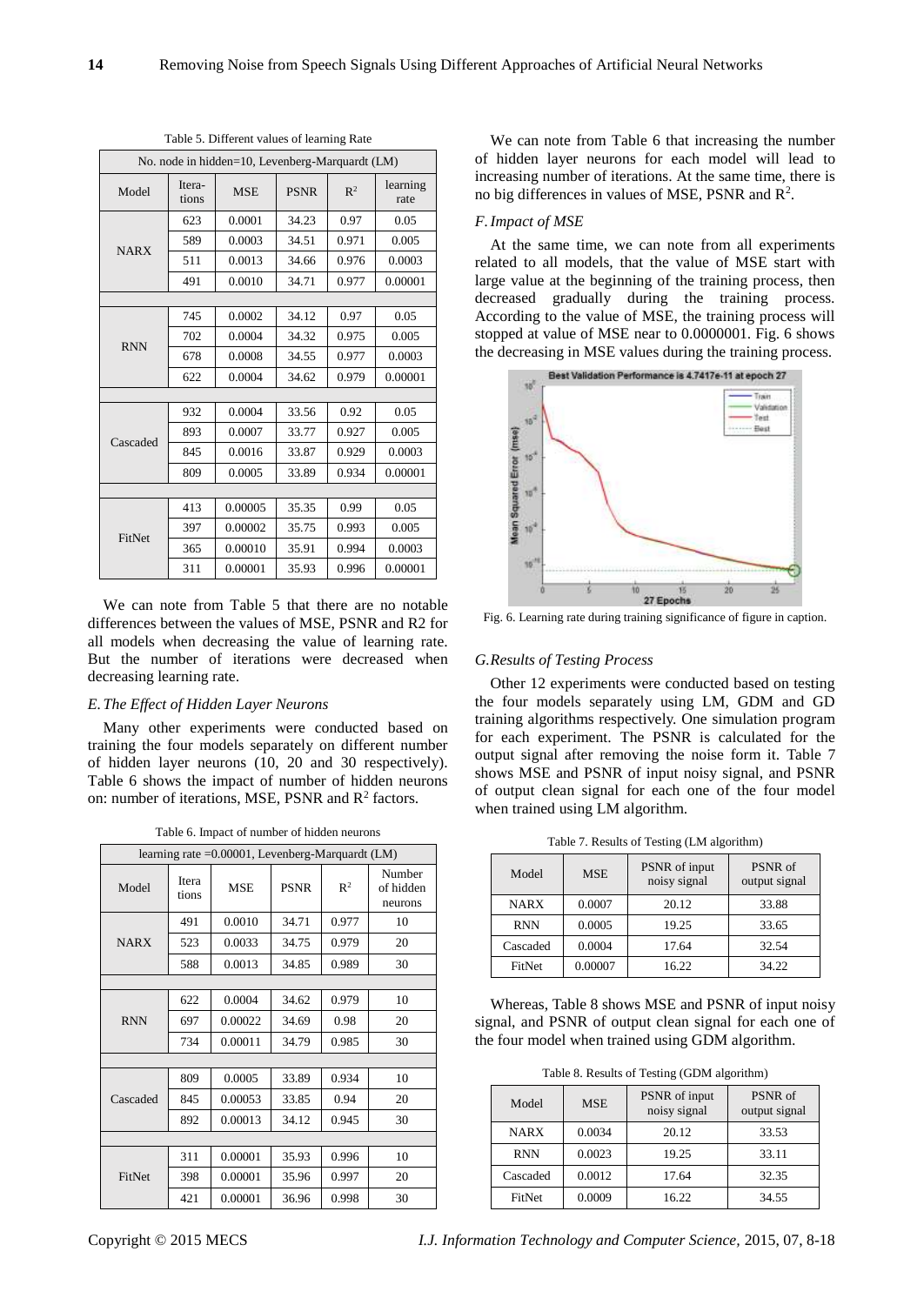Table 5. Different values of learning Rate

| No. node in hidden=10, Levenberg-Marquardt (LM) | | | | | |
|---|---|---|---|---|---|
| Model | Itera-tions | MSE | PSNR | $R^2$ | learning rate |
| NARX | 623 | 0.0001 | 34.23 | 0.97 | 0.05 |
| | 589 | 0.0003 | 34.51 | 0.971 | 0.005 |
| | 511 | 0.0013 | 34.66 | 0.976 | 0.0003 |
| | 491 | 0.0010 | 34.71 | 0.977 | 0.00001 |
| RNN | 745 | 0.0002 | 34.12 | 0.97 | 0.05 |
| | 702 | 0.0004 | 34.32 | 0.975 | 0.005 |
| | 678 | 0.0008 | 34.55 | 0.977 | 0.0003 |
| | 622 | 0.0004 | 34.62 | 0.979 | 0.00001 |
| Cascaded | 932 | 0.0004 | 33.56 | 0.92 | 0.05 |
| | 893 | 0.0007 | 33.77 | 0.927 | 0.005 |
| | 845 | 0.0016 | 33.87 | 0.929 | 0.0003 |
| | 809 | 0.0005 | 33.89 | 0.934 | 0.00001 |
| FitNet | 413 | 0.00005 | 35.35 | 0.99 | 0.05 |
| | 397 | 0.00002 | 35.75 | 0.993 | 0.005 |
| | 365 | 0.00010 | 35.91 | 0.994 | 0.0003 |
| | 311 | 0.00001 | 35.93 | 0.996 | 0.00001 |

We can note from Table 5 that there are no notable differences between the values of MSE, PSNR and R2 for all models when decreasing the value of learning rate. But the number of iterations were decreased when decreasing learning rate.

### *E. The Effect of Hidden Layer Neurons*

Many other experiments were conducted based on training the four models separately on different number of hidden layer neurons (10, 20 and 30 respectively). Table 6 shows the impact of number of hidden neurons on: number of iterations, MSE, PSNR and $R^2$ factors.

Table 6. Impact of number of hidden neurons

| learning rate =0.00001, Levenberg-Marquardt (LM) | | | | | |
|---|---|---|---|---|---|
| Model | Itera tions | MSE | PSNR | $R^2$ | Number of hidden neurons |
| NARX | 491 | 0.0010 | 34.71 | 0.977 | 10 |
| | 523 | 0.0033 | 34.75 | 0.979 | 20 |
| | 588 | 0.0013 | 34.85 | 0.989 | 30 |
| RNN | 622 | 0.0004 | 34.62 | 0.979 | 10 |
| | 697 | 0.00022 | 34.69 | 0.98 | 20 |
| | 734 | 0.00011 | 34.79 | 0.985 | 30 |
| Cascaded | 809 | 0.0005 | 33.89 | 0.934 | 10 |
| | 845 | 0.00053 | 33.85 | 0.94 | 20 |
| | 892 | 0.00013 | 34.12 | 0.945 | 30 |
| FitNet | 311 | 0.00001 | 35.93 | 0.996 | 10 |
| | 398 | 0.00001 | 35.96 | 0.997 | 20 |
| | 421 | 0.00001 | 36.96 | 0.998 | 30 |

We can note from Table 6 that increasing the number of hidden layer neurons for each model will lead to increasing number of iterations. At the same time, there is no big differences in values of MSE, PSNR and $R^2$.

### *F. Impact of MSE*

At the same time, we can note from all experiments related to all models, that the value of MSE start with large value at the beginning of the training process, then decreased gradually during the training process. According to the value of MSE, the training process will stopped at value of MSE near to 0.0000001. Fig. 6 shows the decreasing in MSE values during the training process.

Fig. 6. Learning rate during training significance of figure in caption.

### *G. Results of Testing Process*

Other 12 experiments were conducted based on testing the four models separately using LM, GDM and GD training algorithms respectively. One simulation program for each experiment. The PSNR is calculated for the output signal after removing the noise form it. Table 7 shows MSE and PSNR of input noisy signal, and PSNR of output clean signal for each one of the four model when trained using LM algorithm.

Table 7. Results of Testing (LM algorithm)

| Model | MSE | PSNR of input noisy signal | PSNR of output signal |
|---|---|---|---|
| NARX | 0.0007 | 20.12 | 33.88 |
| RNN | 0.0005 | 19.25 | 33.65 |
| Cascaded | 0.0004 | 17.64 | 32.54 |
| FitNet | 0.00007 | 16.22 | 34.22 |

Whereas, Table 8 shows MSE and PSNR of input noisy signal, and PSNR of output clean signal for each one of the four model when trained using GDM algorithm.

Table 8. Results of Testing (GDM algorithm)

| Model | MSE | PSNR of input noisy signal | PSNR of output signal |
|---|---|---|---|
| NARX | 0.0034 | 20.12 | 33.53 |
| RNN | 0.0023 | 19.25 | 33.11 |
| Cascaded | 0.0012 | 17.64 | 32.35 |
| FitNet | 0.0009 | 16.22 | 34.55 |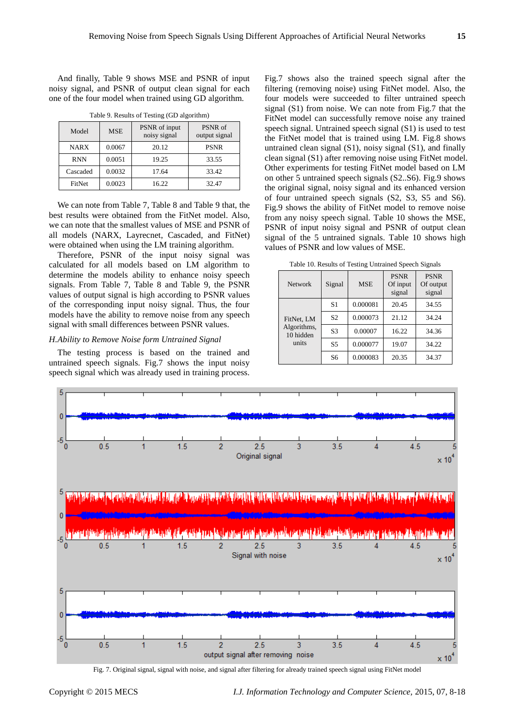And finally, Table 9 shows MSE and PSNR of input noisy signal, and PSNR of output clean signal for each one of the four model when trained using GD algorithm.

Table 9. Results of Testing (GD algorithm)

| Model | MSE | PSNR of input noisy signal | PSNR of output signal |
|---|---|---|---|
| NARX | 0.0067 | 20.12 | PSNR |
| RNN | 0.0051 | 19.25 | 33.55 |
| Cascaded | 0.0032 | 17.64 | 33.42 |
| FitNet | 0.0023 | 16.22 | 32.47 |

We can note from Table 7, Table 8 and Table 9 that, the best results were obtained from the FitNet model. Also, we can note that the smallest values of MSE and PSNR of all models (NARX, Layrecnet, Cascaded, and FitNet) were obtained when using the LM training algorithm.

Therefore, PSNR of the input noisy signal was calculated for all models based on LM algorithm to determine the models ability to enhance noisy speech signals. From Table 7, Table 8 and Table 9, the PSNR values of output signal is high according to PSNR values of the corresponding input noisy signal. Thus, the four models have the ability to remove noise from any speech signal with small differences between PSNR values.

*H.Ability to Remove Noise form Untrained Signal*

The testing process is based on the trained and untrained speech signals. Fig.7 shows the input noisy speech signal which was already used in training process. Fig.7 shows also the trained speech signal after the filtering (removing noise) using FitNet model. Also, the four models were succeeded to filter untrained speech signal (S1) from noise. We can note from Fig.7 that the FitNet model can successfully remove noise any trained speech signal. Untrained speech signal (S1) is used to test the FitNet model that is trained using LM. Fig.8 shows untrained clean signal (S1), noisy signal (S1), and finally clean signal (S1) after removing noise using FitNet model. Other experiments for testing FitNet model based on LM on other 5 untrained speech signals (S2..S6). Fig.9 shows the original signal, noisy signal and its enhanced version of four untrained speech signals (S2, S3, S5 and S6). Fig.9 shows the ability of FitNet model to remove noise from any noisy speech signal. Table 10 shows the MSE, PSNR of input noisy signal and PSNR of output clean signal of the 5 untrained signals. Table 10 shows high values of PSNR and low values of MSE.

Table 10. Results of Testing Untrained Speech Signals

| Network | Signal | MSE | PSNR Of input signal | PSNR Of output signal |
|---|---|---|---|---|
| FitNet, LM Algorithms, 10 hidden units | S1 | 0.000081 | 20.45 | 34.55 |
| | S2 | 0.000073 | 21.12 | 34.24 |
| | S3 | 0.00007 | 16.22 | 34.36 |
| | S5 | 0.000077 | 19.07 | 34.22 |
| | S6 | 0.000083 | 20.35 | 34.37 |

Fig. 7. Original signal, signal with noise, and signal after filtering for already trained speech signal using FitNet model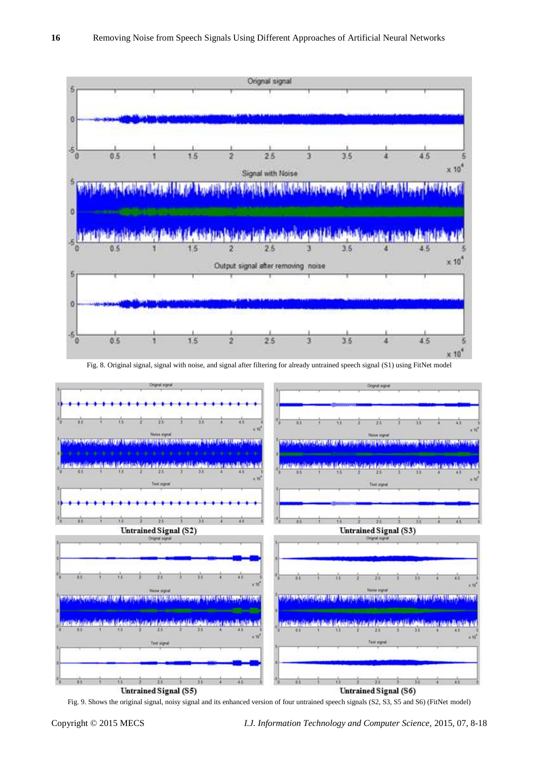Fig. 8. Original signal, signal with noise, and signal after filtering for already untrained speech signal (S1) using FitNet model

Untrained Signal (S2)

Untrained Signal (S3)

Untrained Signal (S5)

Untrained Signal (S6)

Fig. 9. Shows the original signal, noisy signal and its enhanced version of four untrained speech signals (S2, S3, S5 and S6) (FitNet model)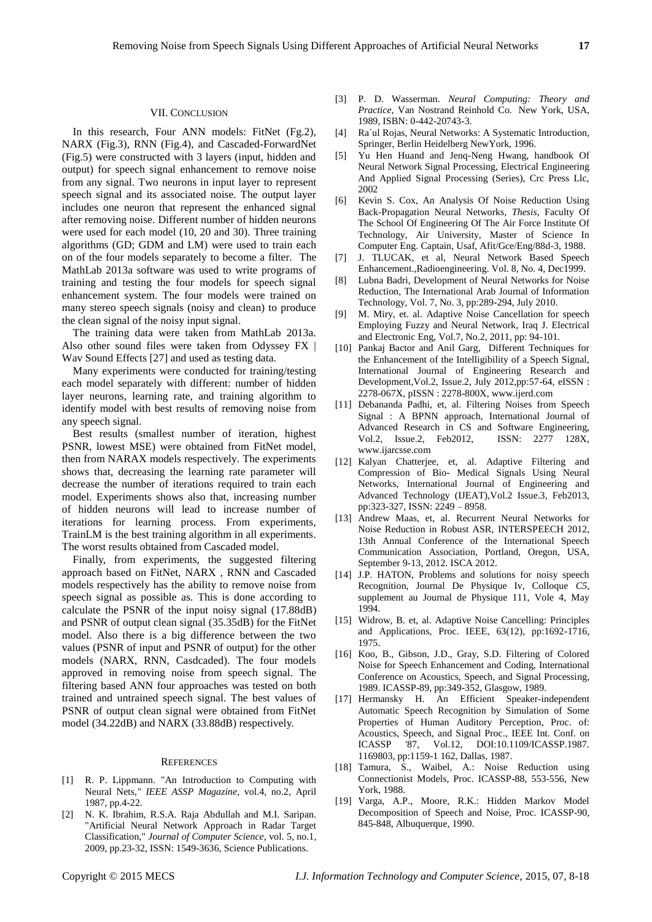## VII. Conclusion

In this research, Four ANN models: FitNet (Fg.2), NARX (Fig.3), RNN (Fig.4), and Cascaded-ForwardNet (Fig.5) were constructed with 3 layers (input, hidden and output) for speech signal enhancement to remove noise from any signal. Two neurons in input layer to represent speech signal and its associated noise. The output layer includes one neuron that represent the enhanced signal after removing noise. Different number of hidden neurons were used for each model (10, 20 and 30). Three training algorithms (GD; GDM and LM) were used to train each on of the four models separately to become a filter. The MathLab 2013a software was used to write programs of training and testing the four models for speech signal enhancement system. The four models were trained on many stereo speech signals (noisy and clean) to produce the clean signal of the noisy input signal.

The training data were taken from MathLab 2013a. Also other sound files were taken from Odyssey FX | Wav Sound Effects [27] and used as testing data.

Many experiments were conducted for training/testing each model separately with different: number of hidden layer neurons, learning rate, and training algorithm to identify model with best results of removing noise from any speech signal.

Best results (smallest number of iteration, highest PSNR, lowest MSE) were obtained from FitNet model, then from NARAX models respectively. The experiments shows that, decreasing the learning rate parameter will decrease the number of iterations required to train each model. Experiments shows also that, increasing number of hidden neurons will lead to increase number of iterations for learning process. From experiments, TrainLM is the best training algorithm in all experiments. The worst results obtained from Cascaded model.

Finally, from experiments, the suggested filtering approach based on FitNet, NARX , RNN and Cascaded models respectively has the ability to remove noise from speech signal as possible as. This is done according to calculate the PSNR of the input noisy signal (17.88dB) and PSNR of output clean signal (35.35dB) for the FitNet model. Also there is a big difference between the two values (PSNR of input and PSNR of output) for the other models (NARX, RNN, Casdcaded). The four models approved in removing noise from speech signal. The filtering based ANN four approaches was tested on both trained and untrained speech signal. The best values of PSNR of output clean signal were obtained from FitNet model (34.22dB) and NARX (33.88dB) respectively.

## References

[1] R. P. Lippmann. "An Introduction to Computing with Neural Nets," *IEEE ASSP Magazine*, vol.4, no.2, April 1987, pp.4-22.

[2] N. K. Ibrahim, R.S.A. Raja Abdullah and M.I. Saripan. "Artificial Neural Network Approach in Radar Target Classification," *Journal of Computer Science*, vol. 5, no.1, 2009, pp.23-32, ISSN: 1549-3636, Science Publications.

[3] P. D. Wasserman. *Neural Computing: Theory and Practice*, Van Nostrand Reinhold Co. New York, USA, 1989, ISBN: 0-442-20743-3.

[4] Ra´ul Rojas, Neural Networks: A Systematic Introduction, Springer, Berlin Heidelberg NewYork, 1996.

[5] Yu Hen Huand and Jenq-Neng Hwang, handbook Of Neural Network Signal Processing, Electrical Engineering And Applied Signal Processing (Series), Crc Press Llc, 2002

[6] Kevin S. Cox, An Analysis Of Noise Reduction Using Back-Propagation Neural Networks, *Thesis*, Faculty Of The School Of Engineering Of The Air Force Institute Of Technology, Air University, Master of Science In Computer Eng. Captain, Usaf, Afit/Gce/Eng/88d-3, 1988.

[7] J. TLUCAK, et al, Neural Network Based Speech Enhancement.,Radioengineering. Vol. 8, No. 4, Dec1999.

[8] Lubna Badri, Development of Neural Networks for Noise Reduction, The International Arab Journal of Information Technology, Vol. 7, No. 3, pp:289-294, July 2010.

[9] M. Miry, et. al. Adaptive Noise Cancellation for speech Employing Fuzzy and Neural Network, Iraq J. Electrical and Electronic Eng, Vol.7, No.2, 2011, pp: 94-101.

[10] Pankaj Bactor and Anil Garg, Different Techniques for the Enhancement of the Intelligibility of a Speech Signal, International Journal of Engineering Research and Development,Vol.2, Issue.2, July 2012,pp:57-64, eISSN : 2278-067X, pISSN : 2278-800X, www.ijerd.com

[11] Debananda Padhi, et, al. Filtering Noises from Speech Signal : A BPNN approach, International Journal of Advanced Research in CS and Software Engineering, Vol.2, Issue.2, Feb2012, ISSN: 2277 128X, www.ijarcsse.com

[12] Kalyan Chatterjee, et, al. Adaptive Filtering and Compression of Bio- Medical Signals Using Neural Networks, International Journal of Engineering and Advanced Technology (IJEAT),Vol.2 Issue.3, Feb2013, pp:323-327, ISSN: 2249 – 8958.

[13] Andrew Maas, et, al. Recurrent Neural Networks for Noise Reduction in Robust ASR, INTERSPEECH 2012, 13th Annual Conference of the International Speech Communication Association, Portland, Oregon, USA, September 9-13, 2012. ISCA 2012.

[14] J.P. HATON, Problems and solutions for noisy speech Recognition, Journal De Physique Iv, Colloque *C5*, supplement au Journal de Physique 111, Vole 4, May 1994.

[15] Widrow, B. et, al. Adaptive Noise Cancelling: Principles and Applications, Proc. IEEE, 63(12), pp:1692-1716, 1975.

[16] Koo, B., Gibson, J.D., Gray, S.D. Filtering of Colored Noise for Speech Enhancement and Coding, International Conference on Acoustics, Speech, and Signal Processing, 1989. ICASSP-89, pp:349-352, Glasgow, 1989.

[17] Hermansky H. An Efficient Speaker-independent Automatic Speech Recognition by Simulation of Some Properties of Human Auditory Perception, Proc. of: Acoustics, Speech, and Signal Proc., IEEE Int. Conf. on ICASSP '87, Vol.12, DOI:10.1109/ICASSP.1987. 1169803, pp:1159-1 162, Dallas, 1987.

[18] Tamura, S., Waibel, A.: Noise Reduction using Connectionist Models, Proc. ICASSP-88, 553-556, New York, 1988.

[19] Varga, A.P., Moore, R.K.: Hidden Markov Model Decomposition of Speech and Noise, Proc. ICASSP-90, 845-848, Albuquerque, 1990.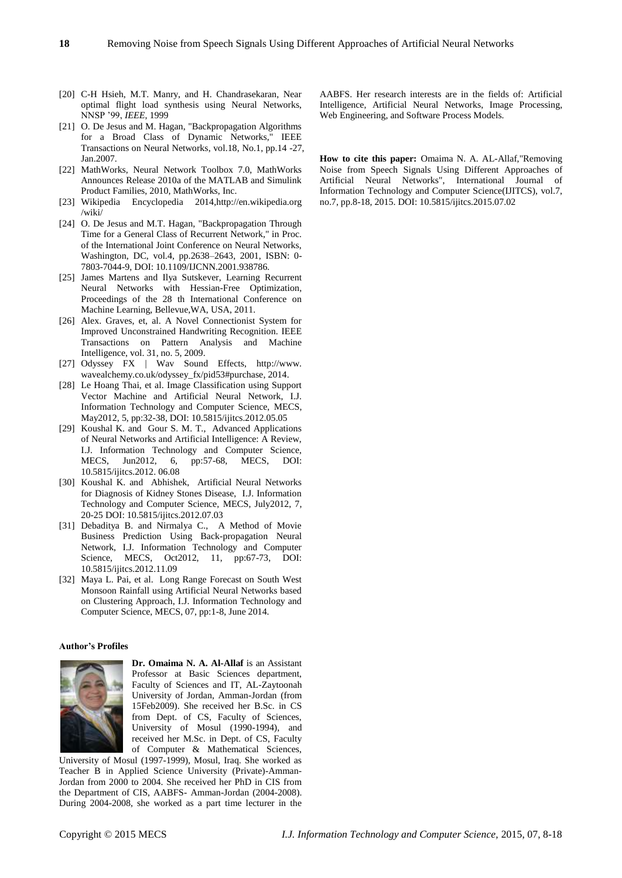[20] C-H Hsieh, M.T. Manry, and H. Chandrasekaran, Near optimal flight load synthesis using Neural Networks, NNSP '99, *IEEE*, 1999

[21] O. De Jesus and M. Hagan, "Backpropagation Algorithms for a Broad Class of Dynamic Networks," IEEE Transactions on Neural Networks, vol.18, No.1, pp.14 -27, Jan.2007.

[22] MathWorks, Neural Network Toolbox 7.0, MathWorks Announces Release 2010a of the MATLAB and Simulink Product Families, 2010, MathWorks, Inc.

[23] Wikipedia Encyclopedia 2014,http://en.wikipedia.org /wiki/

[24] O. De Jesus and M.T. Hagan, "Backpropagation Through Time for a General Class of Recurrent Network," in Proc. of the International Joint Conference on Neural Networks, Washington, DC, vol.4, pp.2638–2643, 2001, ISBN: 0-7803-7044-9, DOI: 10.1109/IJCNN.2001.938786.

[25] James Martens and Ilya Sutskever, Learning Recurrent Neural Networks with Hessian-Free Optimization, Proceedings of the 28 th International Conference on Machine Learning, Bellevue,WA, USA, 2011.

[26] Alex. Graves, et, al. A Novel Connectionist System for Improved Unconstrained Handwriting Recognition. IEEE Transactions on Pattern Analysis and Machine Intelligence, vol. 31, no. 5, 2009.

[27] Odyssey FX | Wav Sound Effects, http://www. wavealchemy.co.uk/odyssey_fx/pid53#purchase, 2014.

[28] Le Hoang Thai, et al. Image Classification using Support Vector Machine and Artificial Neural Network, I.J. Information Technology and Computer Science, MECS, May2012, 5, pp:32-38, DOI: 10.5815/ijitcs.2012.05.05

[29] Koushal K. and Gour S. M. T., Advanced Applications of Neural Networks and Artificial Intelligence: A Review, I.J. Information Technology and Computer Science, MECS, Jun2012, 6, pp:57-68, MECS, DOI: 10.5815/ijitcs.2012. 06.08

[30] Koushal K. and Abhishek, Artificial Neural Networks for Diagnosis of Kidney Stones Disease, I.J. Information Technology and Computer Science, MECS, July2012, 7, 20-25 DOI: 10.5815/ijitcs.2012.07.03

[31] Debaditya B. and Nirmalya C., A Method of Movie Business Prediction Using Back-propagation Neural Network, I.J. Information Technology and Computer Science, MECS, Oct2012, 11, pp:67-73, DOI: 10.5815/ijitcs.2012.11.09

[32] Maya L. Pai, et al. Long Range Forecast on South West Monsoon Rainfall using Artificial Neural Networks based on Clustering Approach, I.J. Information Technology and Computer Science, MECS, 07, pp:1-8, June 2014.

**Author's Profiles**

**Dr. Omaima N. A. Al-Allaf** is an Assistant Professor at Basic Sciences department, Faculty of Sciences and IT, AL-Zaytoonah University of Jordan, Amman-Jordan (from 15Feb2009). She received her B.Sc. in CS from Dept. of CS, Faculty of Sciences, University of Mosul (1990-1994), and received her M.Sc. in Dept. of CS, Faculty of Computer & Mathematical Sciences, University of Mosul (1997-1999), Mosul, Iraq. She worked as Teacher B in Applied Science University (Private)-Amman-Jordan from 2000 to 2004. She received her PhD in CIS from the Department of CIS, AABFS- Amman-Jordan (2004-2008). During 2004-2008, she worked as a part time lecturer in the AABFS. Her research interests are in the fields of: Artificial Intelligence, Artificial Neural Networks, Image Processing, Web Engineering, and Software Process Models.

**How to cite this paper:** Omaima N. A. AL-Allaf,"Removing Noise from Speech Signals Using Different Approaches of Artificial Neural Networks", International Journal of Information Technology and Computer Science(IJITCS), vol.7, no.7, pp.8-18, 2015. DOI: 10.5815/ijitcs.2015.07.02